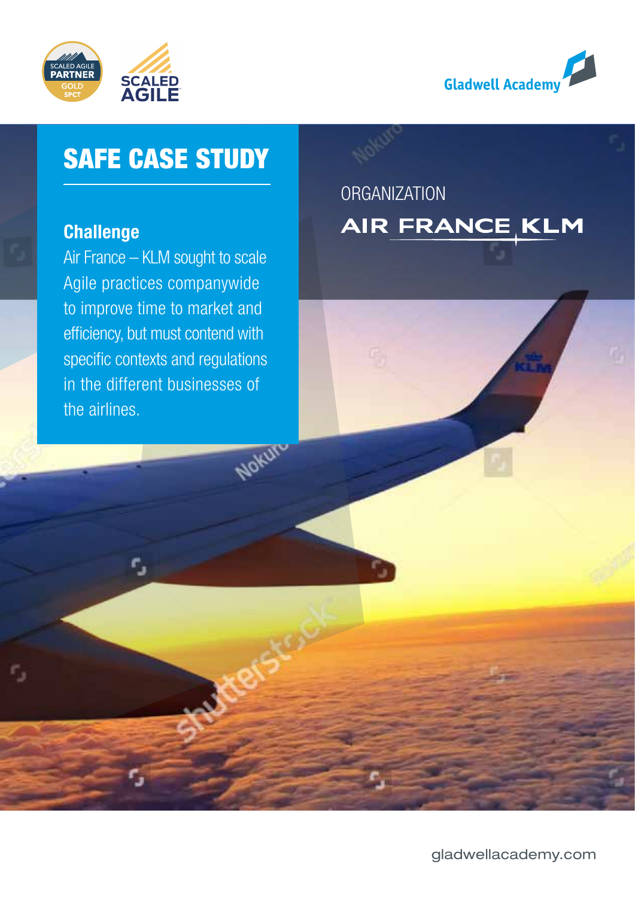# SAFE CASE STUDY

## Challenge

Air France – KLM sought to scale Agile practices companywide to improve time to market and efficiency, but must contend with specific contexts and regulations in the different businesses of the airlines.

ORGANIZATION

**AIR FRANCE KLM**

gladwellacademy.com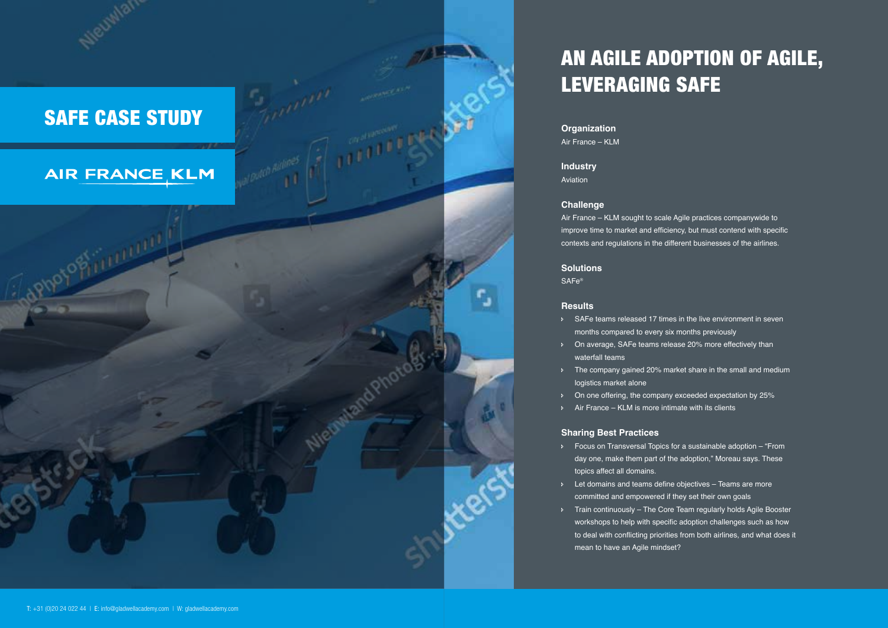# SAFE CASE STUDY

AIR FRANCE KLM

# AN AGILE ADOPTION OF AGILE, LEVERAGING SAFE

### Organization

Air France – KLM

### Industry

Aviation

### Challenge

Air France – KLM sought to scale Agile practices companywide to improve time to market and efficiency, but must contend with specific contexts and regulations in the different businesses of the airlines.

### Solutions

SAFe®

### Results

- SAFe teams released 17 times in the live environment in seven months compared to every six months previously
- On average, SAFe teams release 20% more effectively than waterfall teams
- The company gained 20% market share in the small and medium logistics market alone
- On one offering, the company exceeded expectation by 25%
- Air France – KLM is more intimate with its clients

### Sharing Best Practices

- Focus on Transversal Topics for a sustainable adoption – "From day one, make them part of the adoption," Moreau says. These topics affect all domains.
- Let domains and teams define objectives – Teams are more committed and empowered if they set their own goals
- Train continuously – The Core Team regularly holds Agile Booster workshops to help with specific adoption challenges such as how to deal with conflicting priorities from both airlines, and what does it mean to have an Agile mindset?

T: +31 (0)20 24 022 44 | E: info@gladwellacademy.com | W: gladwellacademy.com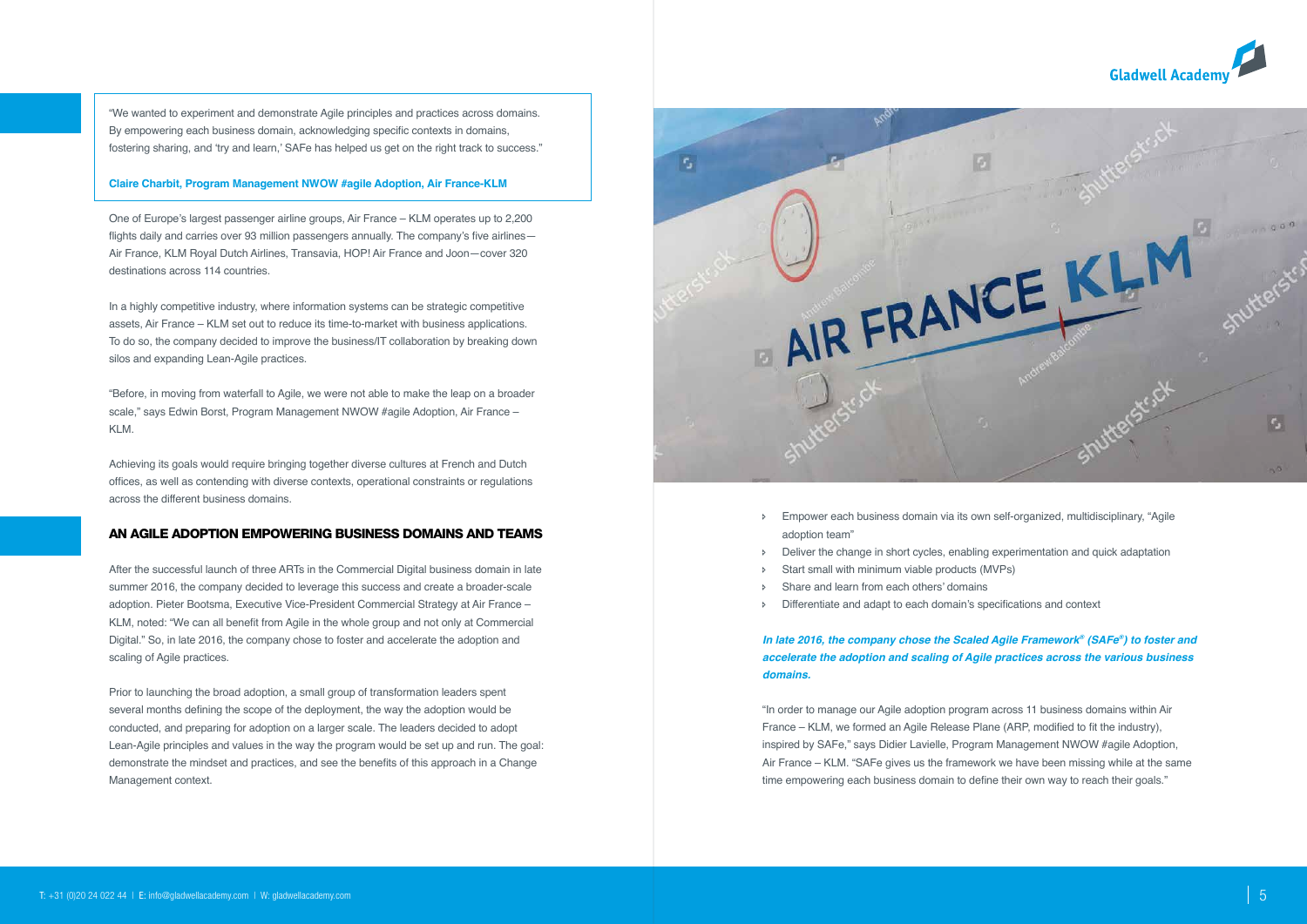"We wanted to experiment and demonstrate Agile principles and practices across domains. By empowering each business domain, acknowledging specific contexts in domains, fostering sharing, and 'try and learn,' SAFe has helped us get on the right track to success."

**Claire Charbit, Program Management NWOW #agile Adoption, Air France-KLM**

One of Europe's largest passenger airline groups, Air France – KLM operates up to 2,200 flights daily and carries over 93 million passengers annually. The company's five airlines—Air France, KLM Royal Dutch Airlines, Transavia, HOP! Air France and Joon—cover 320 destinations across 114 countries.

In a highly competitive industry, where information systems can be strategic competitive assets, Air France – KLM set out to reduce its time-to-market with business applications. To do so, the company decided to improve the business/IT collaboration by breaking down silos and expanding Lean-Agile practices.

"Before, in moving from waterfall to Agile, we were not able to make the leap on a broader scale," says Edwin Borst, Program Management NWOW #agile Adoption, Air France – KLM.

Achieving its goals would require bringing together diverse cultures at French and Dutch offices, as well as contending with diverse contexts, operational constraints or regulations across the different business domains.

## AN AGILE ADOPTION EMPOWERING BUSINESS DOMAINS AND TEAMS

After the successful launch of three ARTs in the Commercial Digital business domain in late summer 2016, the company decided to leverage this success and create a broader-scale adoption. Pieter Bootsma, Executive Vice-President Commercial Strategy at Air France – KLM, noted: "We can all benefit from Agile in the whole group and not only at Commercial Digital." So, in late 2016, the company chose to foster and accelerate the adoption and scaling of Agile practices.

Prior to launching the broad adoption, a small group of transformation leaders spent several months defining the scope of the deployment, the way the adoption would be conducted, and preparing for adoption on a larger scale. The leaders decided to adopt Lean-Agile principles and values in the way the program would be set up and run. The goal: demonstrate the mindset and practices, and see the benefits of this approach in a Change Management context.

- Empower each business domain via its own self-organized, multidisciplinary, "Agile adoption team"
- Deliver the change in short cycles, enabling experimentation and quick adaptation
- Start small with minimum viable products (MVPs)
- Share and learn from each others' domains
- Differentiate and adapt to each domain's specifications and context

***In late 2016, the company chose the Scaled Agile Framework® (SAFe®) to foster and accelerate the adoption and scaling of Agile practices across the various business domains.***

"In order to manage our Agile adoption program across 11 business domains within Air France – KLM, we formed an Agile Release Plane (ARP, modified to fit the industry), inspired by SAFe," says Didier Lavielle, Program Management NWOW #agile Adoption, Air France – KLM. "SAFe gives us the framework we have been missing while at the same time empowering each business domain to define their own way to reach their goals."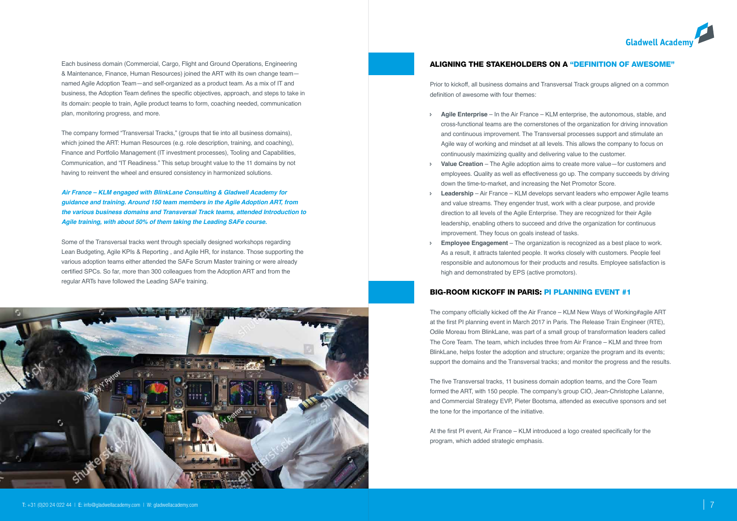Each business domain (Commercial, Cargo, Flight and Ground Operations, Engineering & Maintenance, Finance, Human Resources) joined the ART with its own change team—named Agile Adoption Team—and self-organized as a product team. As a mix of IT and business, the Adoption Team defines the specific objectives, approach, and steps to take in its domain: people to train, Agile product teams to form, coaching needed, communication plan, monitoring progress, and more.

The company formed "Transversal Tracks," (groups that tie into all business domains), which joined the ART: Human Resources (e.g. role description, training, and coaching), Finance and Portfolio Management (IT investment processes), Tooling and Capabilities, Communication, and "IT Readiness." This setup brought value to the 11 domains by not having to reinvent the wheel and ensured consistency in harmonized solutions.

***Air France – KLM engaged with BlinkLane Consulting & Gladwell Academy for guidance and training. Around 150 team members in the Agile Adoption ART, from the various business domains and Transversal Track teams, attended Introduction to Agile training, with about 50% of them taking the Leading SAFe course.***

Some of the Transversal tracks went through specially designed workshops regarding Lean Budgeting, Agile KPIs & Reporting , and Agile HR, for instance. Those supporting the various adoption teams either attended the SAFe Scrum Master training or were already certified SPCs. So far, more than 300 colleagues from the Adoption ART and from the regular ARTs have followed the Leading SAFe training.

## ALIGNING THE STAKEHOLDERS ON A "DEFINITION OF AWESOME"

Prior to kickoff, all business domains and Transversal Track groups aligned on a common definition of awesome with four themes:

- **Agile Enterprise** – In the Air France – KLM enterprise, the autonomous, stable, and cross-functional teams are the cornerstones of the organization for driving innovation and continuous improvement. The Transversal processes support and stimulate an Agile way of working and mindset at all levels. This allows the company to focus on continuously maximizing quality and delivering value to the customer.
- **Value Creation** – The Agile adoption aims to create more value—for customers and employees. Quality as well as effectiveness go up. The company succeeds by driving down the time-to-market, and increasing the Net Promotor Score.
- **Leadership** – Air France – KLM develops servant leaders who empower Agile teams and value streams. They engender trust, work with a clear purpose, and provide direction to all levels of the Agile Enterprise. They are recognized for their Agile leadership, enabling others to succeed and drive the organization for continuous improvement. They focus on goals instead of tasks.
- **Employee Engagement** – The organization is recognized as a best place to work. As a result, it attracts talented people. It works closely with customers. People feel responsible and autonomous for their products and results. Employee satisfaction is high and demonstrated by EPS (active promotors).

## BIG-ROOM KICKOFF IN PARIS: PI PLANNING EVENT #1

The company officially kicked off the Air France – KLM New Ways of Working#agile ART at the first PI planning event in March 2017 in Paris. The Release Train Engineer (RTE), Odile Moreau from BlinkLane, was part of a small group of transformation leaders called The Core Team. The team, which includes three from Air France – KLM and three from BlinkLane, helps foster the adoption and structure; organize the program and its events; support the domains and the Transversal tracks; and monitor the progress and the results.

The five Transversal tracks, 11 business domain adoption teams, and the Core Team formed the ART, with 150 people. The company's group CIO, Jean-Christophe Lalanne, and Commercial Strategy EVP, Pieter Bootsma, attended as executive sponsors and set the tone for the importance of the initiative.

At the first PI event, Air France – KLM introduced a logo created specifically for the program, which added strategic emphasis.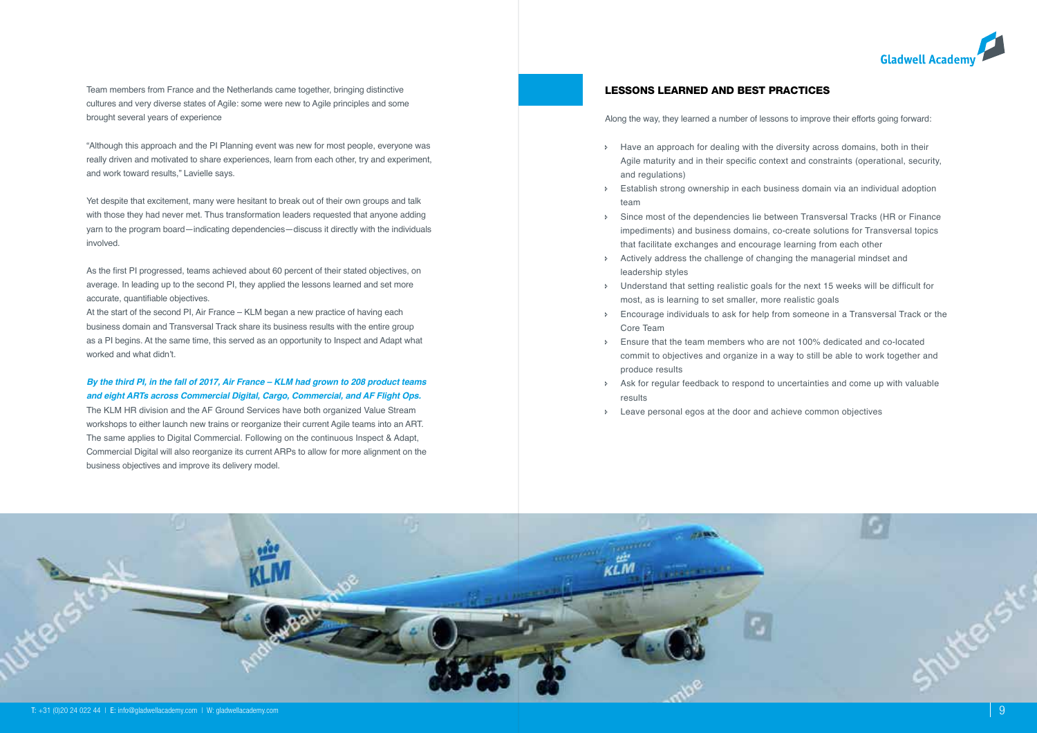Team members from France and the Netherlands came together, bringing distinctive cultures and very diverse states of Agile: some were new to Agile principles and some brought several years of experience

"Although this approach and the PI Planning event was new for most people, everyone was really driven and motivated to share experiences, learn from each other, try and experiment, and work toward results," Lavielle says.

Yet despite that excitement, many were hesitant to break out of their own groups and talk with those they had never met. Thus transformation leaders requested that anyone adding yarn to the program board—indicating dependencies—discuss it directly with the individuals involved.

As the first PI progressed, teams achieved about 60 percent of their stated objectives, on average. In leading up to the second PI, they applied the lessons learned and set more accurate, quantifiable objectives.
At the start of the second PI, Air France – KLM began a new practice of having each business domain and Transversal Track share its business results with the entire group as a PI begins. At the same time, this served as an opportunity to Inspect and Adapt what worked and what didn't.

***By the third PI, in the fall of 2017, Air France – KLM had grown to 208 product teams and eight ARTs across Commercial Digital, Cargo, Commercial, and AF Flight Ops.***
The KLM HR division and the AF Ground Services have both organized Value Stream workshops to either launch new trains or reorganize their current Agile teams into an ART. The same applies to Digital Commercial. Following on the continuous Inspect & Adapt, Commercial Digital will also reorganize its current ARPs to allow for more alignment on the business objectives and improve its delivery model.

## LESSONS LEARNED AND BEST PRACTICES

Along the way, they learned a number of lessons to improve their efforts going forward:

- Have an approach for dealing with the diversity across domains, both in their Agile maturity and in their specific context and constraints (operational, security, and regulations)
- Establish strong ownership in each business domain via an individual adoption team
- Since most of the dependencies lie between Transversal Tracks (HR or Finance impediments) and business domains, co-create solutions for Transversal topics that facilitate exchanges and encourage learning from each other
- Actively address the challenge of changing the managerial mindset and leadership styles
- Understand that setting realistic goals for the next 15 weeks will be difficult for most, as is learning to set smaller, more realistic goals
- Encourage individuals to ask for help from someone in a Transversal Track or the Core Team
- Ensure that the team members who are not 100% dedicated and co-located commit to objectives and organize in a way to still be able to work together and produce results
- Ask for regular feedback to respond to uncertainties and come up with valuable results
- Leave personal egos at the door and achieve common objectives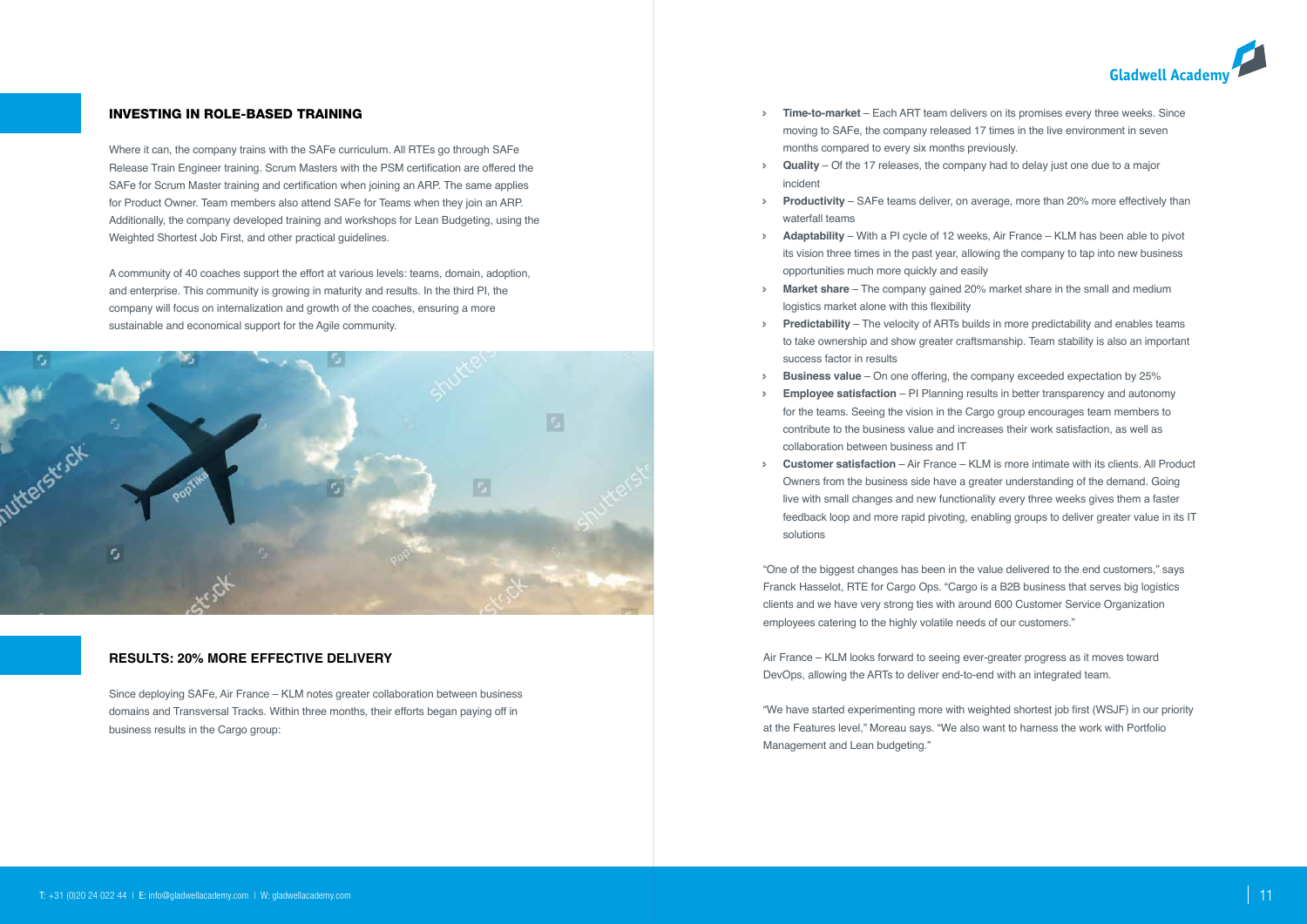## INVESTING IN ROLE-BASED TRAINING

Where it can, the company trains with the SAFe curriculum. All RTEs go through SAFe Release Train Engineer training. Scrum Masters with the PSM certification are offered the SAFe for Scrum Master training and certification when joining an ARP. The same applies for Product Owner. Team members also attend SAFe for Teams when they join an ARP. Additionally, the company developed training and workshops for Lean Budgeting, using the Weighted Shortest Job First, and other practical guidelines.

A community of 40 coaches support the effort at various levels: teams, domain, adoption, and enterprise. This community is growing in maturity and results. In the third PI, the company will focus on internalization and growth of the coaches, ensuring a more sustainable and economical support for the Agile community.

## RESULTS: 20% MORE EFFECTIVE DELIVERY

Since deploying SAFe, Air France – KLM notes greater collaboration between business domains and Transversal Tracks. Within three months, their efforts began paying off in business results in the Cargo group:

- **Time-to-market** – Each ART team delivers on its promises every three weeks. Since moving to SAFe, the company released 17 times in the live environment in seven months compared to every six months previously.
- **Quality** – Of the 17 releases, the company had to delay just one due to a major incident
- **Productivity** – SAFe teams deliver, on average, more than 20% more effectively than waterfall teams
- **Adaptability** – With a PI cycle of 12 weeks, Air France – KLM has been able to pivot its vision three times in the past year, allowing the company to tap into new business opportunities much more quickly and easily
- **Market share** – The company gained 20% market share in the small and medium logistics market alone with this flexibility
- **Predictability** – The velocity of ARTs builds in more predictability and enables teams to take ownership and show greater craftsmanship. Team stability is also an important success factor in results
- **Business value** – On one offering, the company exceeded expectation by 25%
- **Employee satisfaction** – PI Planning results in better transparency and autonomy for the teams. Seeing the vision in the Cargo group encourages team members to contribute to the business value and increases their work satisfaction, as well as collaboration between business and IT
- **Customer satisfaction** – Air France – KLM is more intimate with its clients. All Product Owners from the business side have a greater understanding of the demand. Going live with small changes and new functionality every three weeks gives them a faster feedback loop and more rapid pivoting, enabling groups to deliver greater value in its IT solutions

"One of the biggest changes has been in the value delivered to the end customers," says Franck Hasselot, RTE for Cargo Ops. "Cargo is a B2B business that serves big logistics clients and we have very strong ties with around 600 Customer Service Organization employees catering to the highly volatile needs of our customers."

Air France – KLM looks forward to seeing ever-greater progress as it moves toward DevOps, allowing the ARTs to deliver end-to-end with an integrated team.

"We have started experimenting more with weighted shortest job first (WSJF) in our priority at the Features level," Moreau says. "We also want to harness the work with Portfolio Management and Lean budgeting."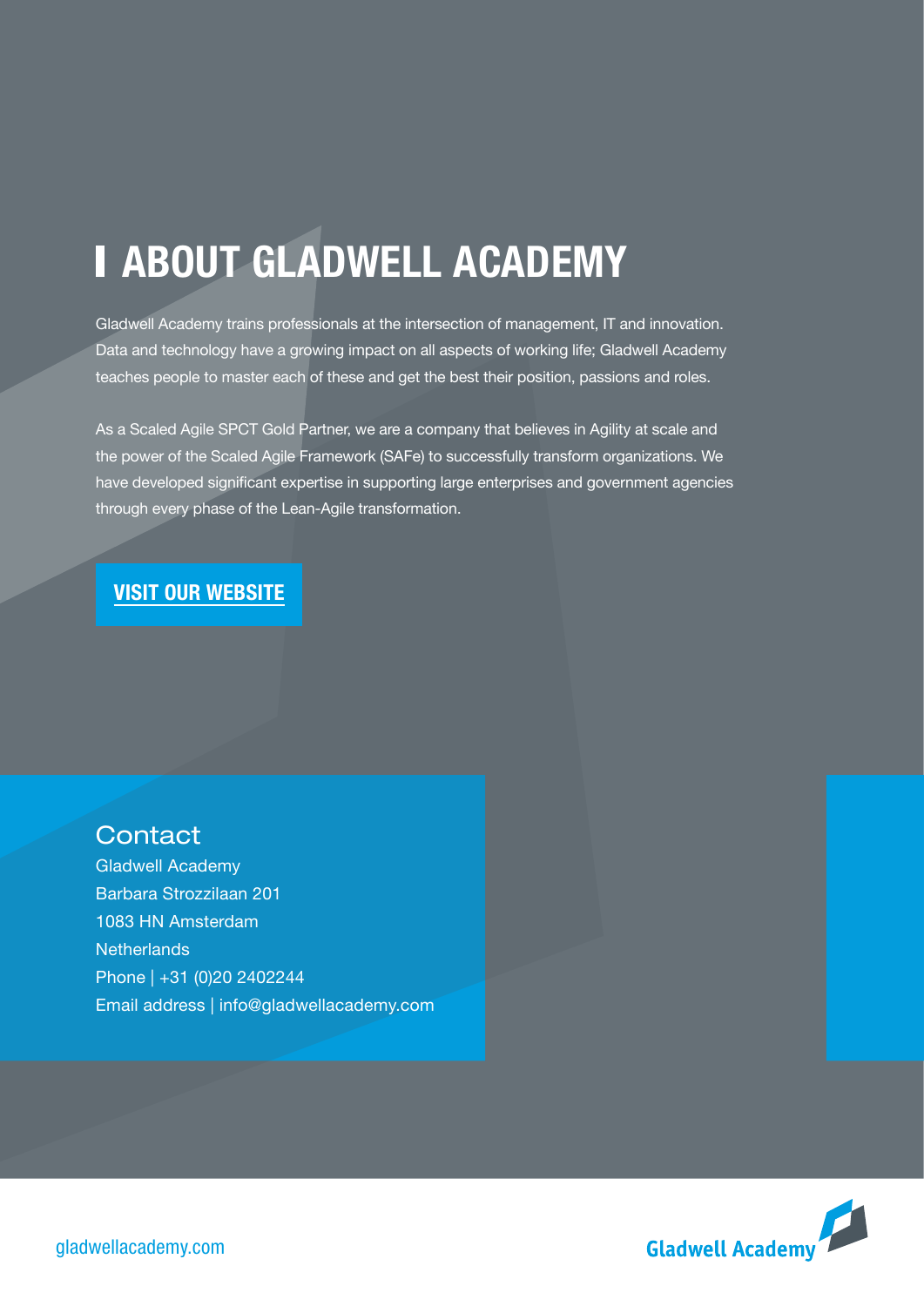# ABOUT GLADWELL ACADEMY

Gladwell Academy trains professionals at the intersection of management, IT and innovation. Data and technology have a growing impact on all aspects of working life; Gladwell Academy teaches people to master each of these and get the best their position, passions and roles.

As a Scaled Agile SPCT Gold Partner, we are a company that believes in Agility at scale and the power of the Scaled Agile Framework (SAFe) to successfully transform organizations. We have developed significant expertise in supporting large enterprises and government agencies through every phase of the Lean-Agile transformation.

**VISIT OUR WEBSITE**

## Contact

Gladwell Academy
Barbara Strozzilaan 201
1083 HN Amsterdam
Netherlands
Phone | +31 (0)20 2402244
Email address | info@gladwellacademy.com

gladwellacademy.com

Gladwell Academy